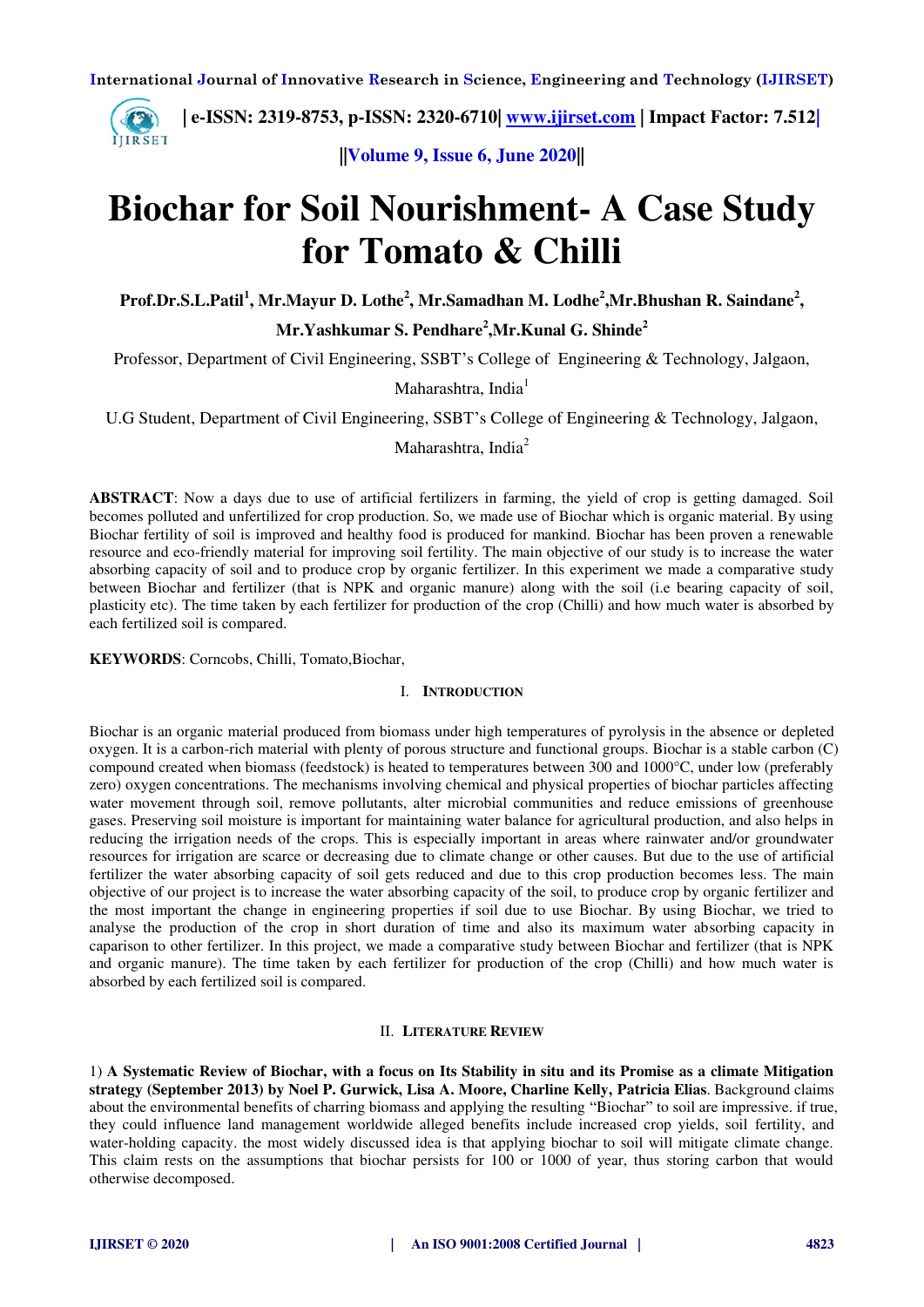# Biochar for Soil Nourishment- A Case Study for Tomato & Chilli

**Prof.Dr.S.L.Patil[1], Mr.Mayur D. Lothe[2], Mr.Samadhan M. Lodhe[2],Mr.Bhushan R. Saindane[2], Mr.Yashkumar S. Pendhare[2],Mr.Kunal G. Shinde[2]**

Professor, Department of Civil Engineering, SSBT's College of Engineering & Technology, Jalgaon, Maharashtra, India[1]

U.G Student, Department of Civil Engineering, SSBT's College of Engineering & Technology, Jalgaon, Maharashtra, India[2]

**ABSTRACT**: Now a days due to use of artificial fertilizers in farming, the yield of crop is getting damaged. Soil becomes polluted and unfertilized for crop production. So, we made use of Biochar which is organic material. By using Biochar fertility of soil is improved and healthy food is produced for mankind. Biochar has been proven a renewable resource and eco-friendly material for improving soil fertility. The main objective of our study is to increase the water absorbing capacity of soil and to produce crop by organic fertilizer. In this experiment we made a comparative study between Biochar and fertilizer (that is NPK and organic manure) along with the soil (i.e bearing capacity of soil, plasticity etc). The time taken by each fertilizer for production of the crop (Chilli) and how much water is absorbed by each fertilized soil is compared.

**KEYWORDS**: Corncobs, Chilli, Tomato,Biochar,

## I. Introduction

Biochar is an organic material produced from biomass under high temperatures of pyrolysis in the absence or depleted oxygen. It is a carbon-rich material with plenty of porous structure and functional groups. Biochar is a stable carbon (C) compound created when biomass (feedstock) is heated to temperatures between 300 and 1000°C, under low (preferably zero) oxygen concentrations. The mechanisms involving chemical and physical properties of biochar particles affecting water movement through soil, remove pollutants, alter microbial communities and reduce emissions of greenhouse gases. Preserving soil moisture is important for maintaining water balance for agricultural production, and also helps in reducing the irrigation needs of the crops. This is especially important in areas where rainwater and/or groundwater resources for irrigation are scarce or decreasing due to climate change or other causes. But due to the use of artificial fertilizer the water absorbing capacity of soil gets reduced and due to this crop production becomes less. The main objective of our project is to increase the water absorbing capacity of the soil, to produce crop by organic fertilizer and the most important the change in engineering properties if soil due to use Biochar. By using Biochar, we tried to analyse the production of the crop in short duration of time and also its maximum water absorbing capacity in caparison to other fertilizer. In this project, we made a comparative study between Biochar and fertilizer (that is NPK and organic manure). The time taken by each fertilizer for production of the crop (Chilli) and how much water is absorbed by each fertilized soil is compared.

## II. Literature Review

1) **A Systematic Review of Biochar, with a focus on Its Stability in situ and its Promise as a climate Mitigation strategy (September 2013) by Noel P. Gurwick, Lisa A. Moore, Charline Kelly, Patricia Elias**. Background claims about the environmental benefits of charring biomass and applying the resulting "Biochar" to soil are impressive. if true, they could influence land management worldwide alleged benefits include increased crop yields, soil fertility, and water-holding capacity. the most widely discussed idea is that applying biochar to soil will mitigate climate change. This claim rests on the assumptions that biochar persists for 100 or 1000 of year, thus storing carbon that would otherwise decomposed.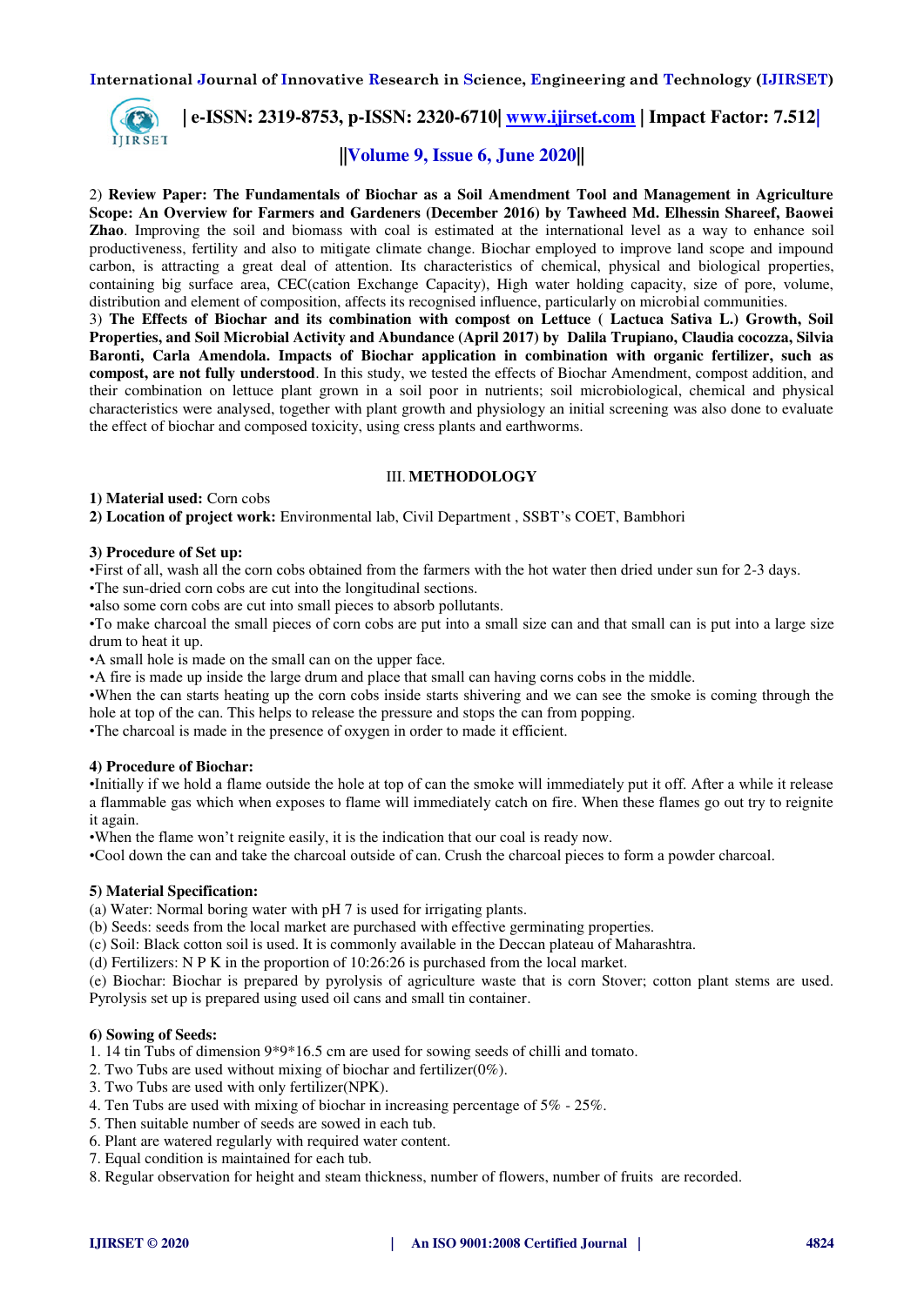2) **Review Paper: The Fundamentals of Biochar as a Soil Amendment Tool and Management in Agriculture Scope: An Overview for Farmers and Gardeners (December 2016) by Tawheed Md. Elhessin Shareef, Baowei Zhao**. Improving the soil and biomass with coal is estimated at the international level as a way to enhance soil productiveness, fertility and also to mitigate climate change. Biochar employed to improve land scope and impound carbon, is attracting a great deal of attention. Its characteristics of chemical, physical and biological properties, containing big surface area, CEC(cation Exchange Capacity), High water holding capacity, size of pore, volume, distribution and element of composition, affects its recognised influence, particularly on microbial communities.

3) **The Effects of Biochar and its combination with compost on Lettuce ( Lactuca Sativa L.) Growth, Soil Properties, and Soil Microbial Activity and Abundance (April 2017) by Dalila Trupiano, Claudia cocozza, Silvia Baronti, Carla Amendola. Impacts of Biochar application in combination with organic fertilizer, such as compost, are not fully understood**. In this study, we tested the effects of Biochar Amendment, compost addition, and their combination on lettuce plant grown in a soil poor in nutrients; soil microbiological, chemical and physical characteristics were analysed, together with plant growth and physiology an initial screening was also done to evaluate the effect of biochar and composed toxicity, using cress plants and earthworms.

## III. METHODOLOGY

**1) Material used:** Corn cobs

**2) Location of project work:** Environmental lab, Civil Department , SSBT's COET, Bambhori

**3) Procedure of Set up:**

•First of all, wash all the corn cobs obtained from the farmers with the hot water then dried under sun for 2-3 days.
•The sun-dried corn cobs are cut into the longitudinal sections.
•also some corn cobs are cut into small pieces to absorb pollutants.
•To make charcoal the small pieces of corn cobs are put into a small size can and that small can is put into a large size drum to heat it up.
•A small hole is made on the small can on the upper face.
•A fire is made up inside the large drum and place that small can having corns cobs in the middle.
•When the can starts heating up the corn cobs inside starts shivering and we can see the smoke is coming through the hole at top of the can. This helps to release the pressure and stops the can from popping.
•The charcoal is made in the presence of oxygen in order to made it efficient.

**4) Procedure of Biochar:**

•Initially if we hold a flame outside the hole at top of can the smoke will immediately put it off. After a while it release a flammable gas which when exposes to flame will immediately catch on fire. When these flames go out try to reignite it again.
•When the flame won't reignite easily, it is the indication that our coal is ready now.
•Cool down the can and take the charcoal outside of can. Crush the charcoal pieces to form a powder charcoal.

**5) Material Specification:**

(a) Water: Normal boring water with pH 7 is used for irrigating plants.
(b) Seeds: seeds from the local market are purchased with effective germinating properties.
(c) Soil: Black cotton soil is used. It is commonly available in the Deccan plateau of Maharashtra.
(d) Fertilizers: N P K in the proportion of 10:26:26 is purchased from the local market.
(e) Biochar: Biochar is prepared by pyrolysis of agriculture waste that is corn Stover; cotton plant stems are used. Pyrolysis set up is prepared using used oil cans and small tin container.

**6) Sowing of Seeds:**

1. 14 tin Tubs of dimension 9*9*16.5 cm are used for sowing seeds of chilli and tomato.
2. Two Tubs are used without mixing of biochar and fertilizer(0%).
3. Two Tubs are used with only fertilizer(NPK).
4. Ten Tubs are used with mixing of biochar in increasing percentage of 5% - 25%.
5. Then suitable number of seeds are sowed in each tub.
6. Plant are watered regularly with required water content.
7. Equal condition is maintained for each tub.
8. Regular observation for height and steam thickness, number of flowers, number of fruits are recorded.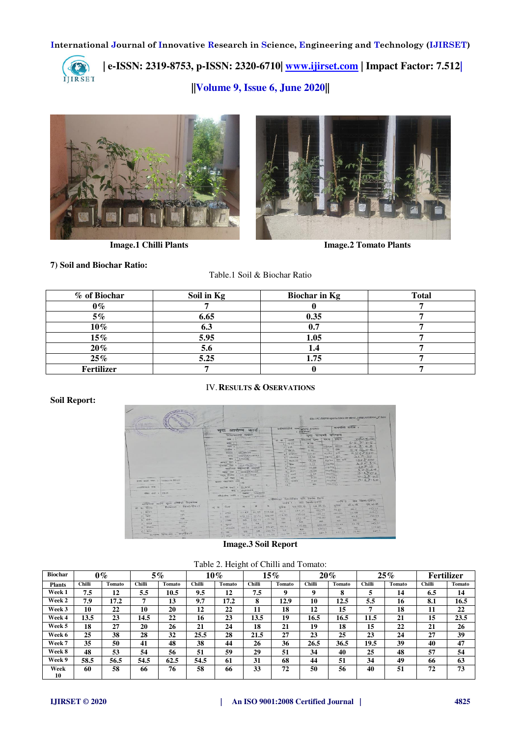Image.1 Chilli Plants

Image.2 Tomato Plants

7) Soil and Biochar Ratio:

Table.1 Soil & Biochar Ratio

| % of Biochar | Soil in Kg | Biochar in Kg | Total |
|---|---|---|---|
| 0% | 7 | 0 | 7 |
| 5% | 6.65 | 0.35 | 7 |
| 10% | 6.3 | 0.7 | 7 |
| 15% | 5.95 | 1.05 | 7 |
| 20% | 5.6 | 1.4 | 7 |
| 25% | 5.25 | 1.75 | 7 |
| Fertilizer | 7 | 0 | 7 |

## IV. RESULTS & OSERVATIONS

**Soil Report:**

Image.3 Soil Report

Table 2. Height of Chilli and Tomato:

| Biochar | 0% | | 5% | | 10% | | 15% | | 20% | | 25% | | Fertilizer | |
|---|---|---|---|---|---|---|---|---|---|---|---|---|---|---|
| Plants | Chilli | Tomato | Chilli | Tomato | Chilli | Tomato | Chilli | Tomato | Chilli | Tomato | Chilli | Tomato | Chilli | Tomato |
| Week 1 | 7.5 | 12 | 5.5 | 10.5 | 9.5 | 12 | 7.5 | 9 | 9 | 8 | 5 | 14 | 6.5 | 14 |
| Week 2 | 7.9 | 17.2 | 7 | 13 | 9.7 | 17.2 | 8 | 12.9 | 10 | 12.5 | 5.5 | 16 | 8.1 | 16.5 |
| Week 3 | 10 | 22 | 10 | 20 | 12 | 22 | 11 | 18 | 12 | 15 | 7 | 18 | 11 | 22 |
| Week 4 | 13.5 | 23 | 14.5 | 22 | 16 | 23 | 13.5 | 19 | 16.5 | 16.5 | 11.5 | 21 | 15 | 23.5 |
| Week 5 | 18 | 27 | 20 | 26 | 21 | 24 | 18 | 21 | 19 | 18 | 15 | 22 | 21 | 26 |
| Week 6 | 25 | 38 | 28 | 32 | 25.5 | 28 | 21.5 | 27 | 23 | 25 | 23 | 24 | 27 | 39 |
| Week 7 | 35 | 50 | 41 | 48 | 38 | 44 | 26 | 36 | 26.5 | 36.5 | 19.5 | 39 | 40 | 47 |
| Week 8 | 48 | 53 | 54 | 56 | 51 | 59 | 29 | 51 | 34 | 40 | 25 | 48 | 57 | 54 |
| Week 9 | 58.5 | 56.5 | 54.5 | 62.5 | 54.5 | 61 | 31 | 68 | 44 | 51 | 34 | 49 | 66 | 63 |
| Week 10 | 60 | 58 | 66 | 76 | 58 | 66 | 33 | 72 | 50 | 56 | 40 | 51 | 72 | 73 |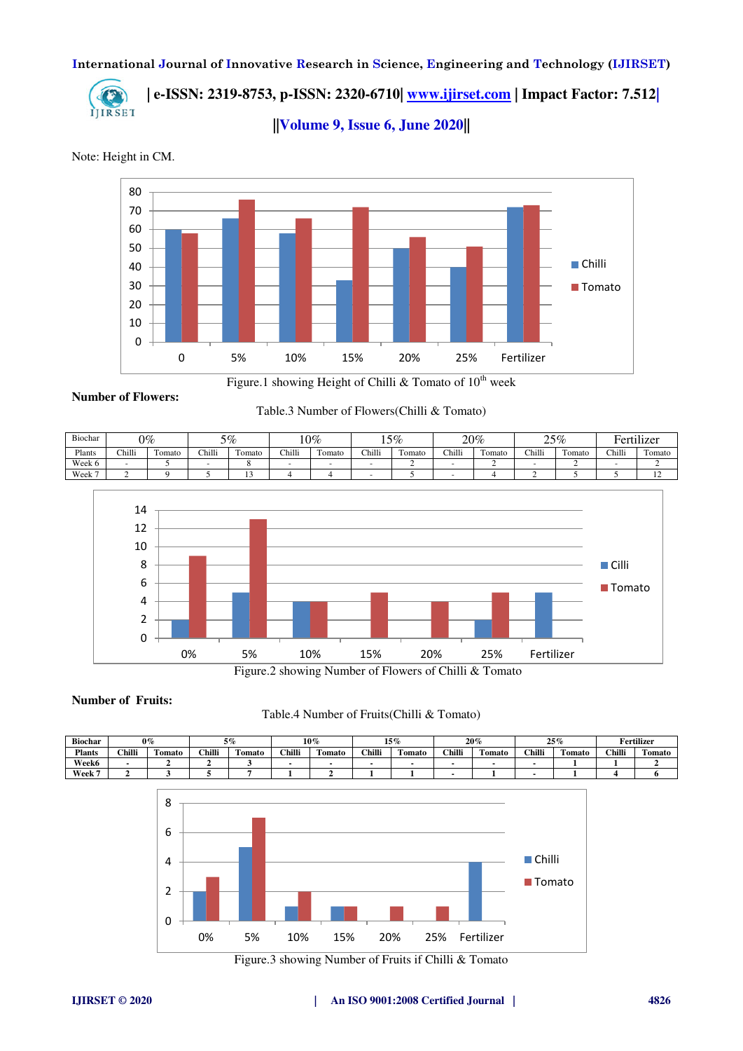Note: Height in CM.

Figure.1 showing Height of Chilli & Tomato of 10th week

**Number of Flowers:**

Table.3 Number of Flowers(Chilli & Tomato)

| Biochar | 0% | | 5% | | 10% | | 15% | | 20% | | 25% | | Fertilizer | |
|---|---|---|---|---|---|---|---|---|---|---|---|---|---|---|
| Plants | Chilli | Tomato | Chilli | Tomato | Chilli | Tomato | Chilli | Tomato | Chilli | Tomato | Chilli | Tomato | Chilli | Tomato |
| Week 6 | - | 5 | - | 8 | - | - | - | 2 | - | 2 | - | 2 | - | 2 |
| Week 7 | 2 | 9 | 5 | 13 | 4 | 4 | - | 5 | - | 4 | 2 | 5 | 5 | 12 |

Figure.2 showing Number of Flowers of Chilli & Tomato

**Number of Fruits:**

Table.4 Number of Fruits(Chilli & Tomato)

| Biochar | 0% | | 5% | | 10% | | 15% | | 20% | | 25% | | Fertilizer | |
|---|---|---|---|---|---|---|---|---|---|---|---|---|---|---|
| Plants | Chilli | Tomato | Chilli | Tomato | Chilli | Tomato | Chilli | Tomato | Chilli | Tomato | Chilli | Tomato | Chilli | Tomato |
| Week6 | - | 2 | 2 | 3 | - | - | - | - | - | - | - | 1 | 1 | 2 |
| Week 7 | 2 | 3 | 5 | 7 | 1 | 2 | 1 | 1 | - | 1 | - | 1 | 4 | 6 |

Figure.3 showing Number of Fruits if Chilli & Tomato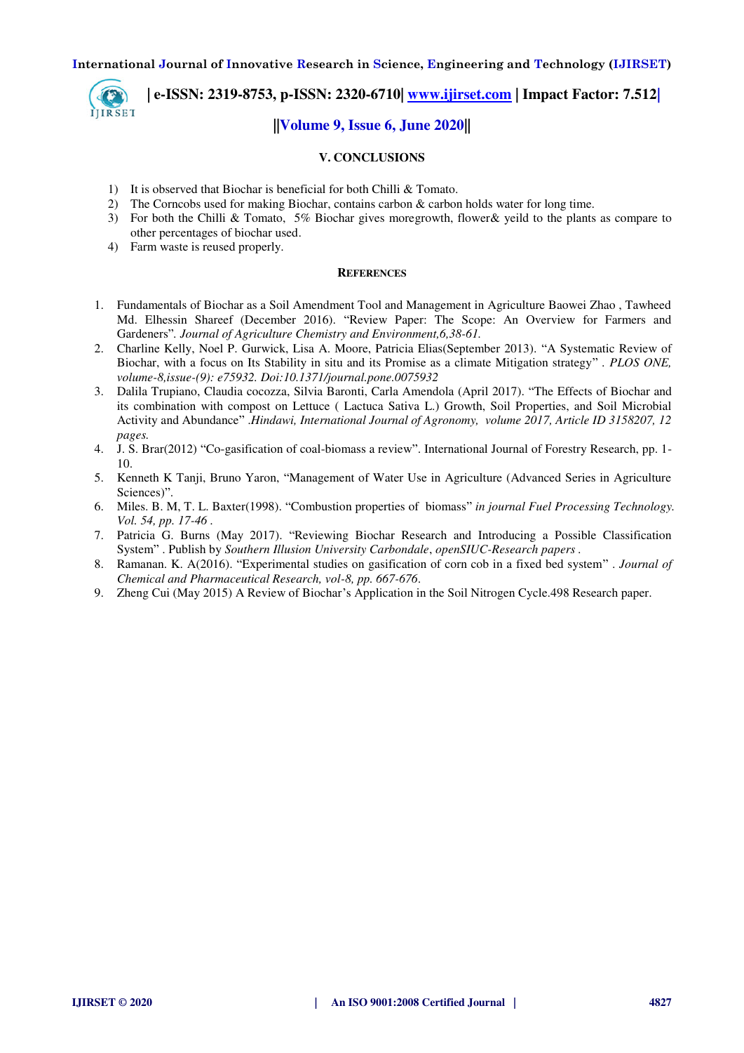## V. CONCLUSIONS

1) It is observed that Biochar is beneficial for both Chilli & Tomato.
2) The Corncobs used for making Biochar, contains carbon & carbon holds water for long time.
3) For both the Chilli & Tomato, 5% Biochar gives moregrowth, flower& yeild to the plants as compare to other percentages of biochar used.
4) Farm waste is reused properly.

## REFERENCES

1. Fundamentals of Biochar as a Soil Amendment Tool and Management in Agriculture Baowei Zhao , Tawheed Md. Elhessin Shareef (December 2016). "Review Paper: The Scope: An Overview for Farmers and Gardeners". *Journal of Agriculture Chemistry and Environment,6,38-61.*
2. Charline Kelly, Noel P. Gurwick, Lisa A. Moore, Patricia Elias(September 2013). "A Systematic Review of Biochar, with a focus on Its Stability in situ and its Promise as a climate Mitigation strategy" . *PLOS ONE, volume-8,issue-(9): e75932. Doi:10.1371/journal.pone.0075932*
3. Dalila Trupiano, Claudia cocozza, Silvia Baronti, Carla Amendola (April 2017). "The Effects of Biochar and its combination with compost on Lettuce ( Lactuca Sativa L.) Growth, Soil Properties, and Soil Microbial Activity and Abundance" *.Hindawi, International Journal of Agronomy, volume 2017, Article ID 3158207, 12 pages.*
4. J. S. Brar(2012) "Co-gasification of coal-biomass a review". International Journal of Forestry Research, pp. 1-10.
5. Kenneth K Tanji, Bruno Yaron, "Management of Water Use in Agriculture (Advanced Series in Agriculture Sciences)".
6. Miles. B. M, T. L. Baxter(1998). "Combustion properties of biomass" *in journal Fuel Processing Technology. Vol. 54, pp. 17-46 .*
7. Patricia G. Burns (May 2017). "Reviewing Biochar Research and Introducing a Possible Classification System" . Publish by *Southern Illusion University Carbondale*, *openSIUC-Research papers* .
8. Ramanan. K. A(2016). "Experimental studies on gasification of corn cob in a fixed bed system" . *Journal of Chemical and Pharmaceutical Research, vol-8, pp. 667-676*.
9. Zheng Cui (May 2015) A Review of Biochar's Application in the Soil Nitrogen Cycle.498 Research paper.